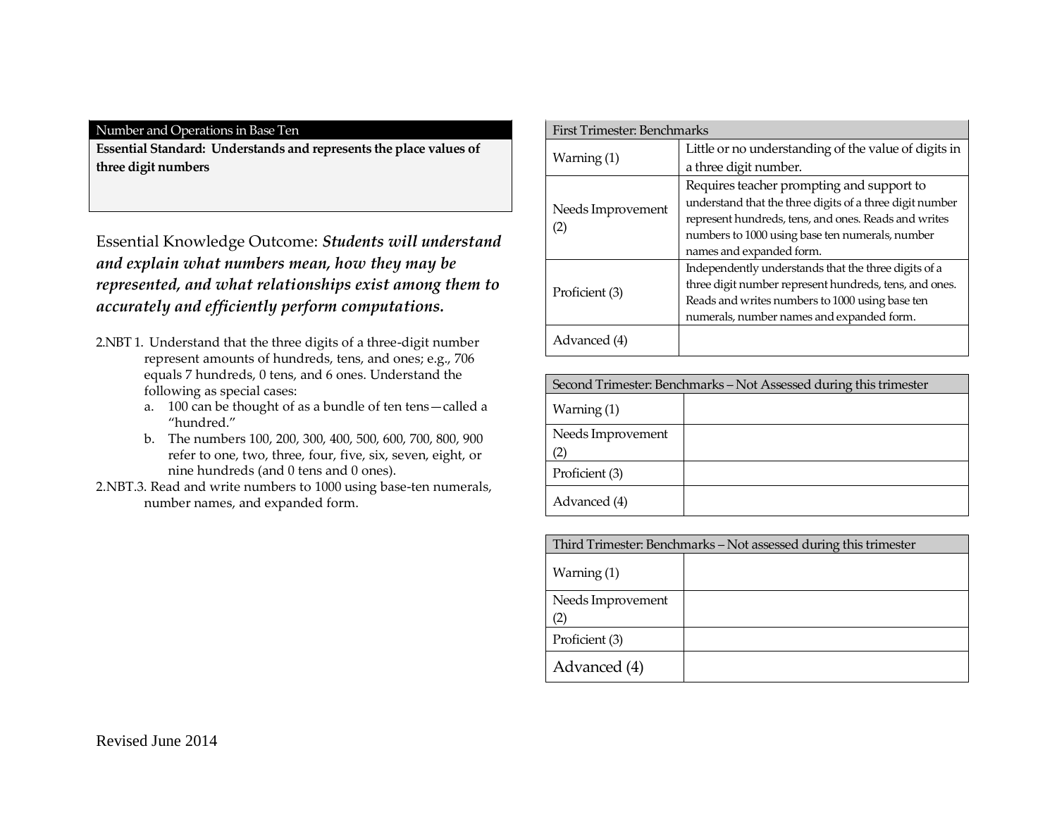| Number and Operations in Base Ten |
| --- |
| **Essential Standard: Understands and represents the place values of three digit numbers** |

Essential Knowledge Outcome: ***Students will understand and explain what numbers mean, how they may be represented, and what relationships exist among them to accurately and efficiently perform computations.***

2.NBT 1. Understand that the three digits of a three-digit number represent amounts of hundreds, tens, and ones; e.g., 706 equals 7 hundreds, 0 tens, and 6 ones. Understand the following as special cases:

a. 100 can be thought of as a bundle of ten tens—called a "hundred."

b. The numbers 100, 200, 300, 400, 500, 600, 700, 800, 900 refer to one, two, three, four, five, six, seven, eight, or nine hundreds (and 0 tens and 0 ones).

2.NBT.3. Read and write numbers to 1000 using base-ten numerals, number names, and expanded form.

| First Trimester: Benchmarks | |
| --- | --- |
| Warning (1) | Little or no understanding of the value of digits in a three digit number. |
| Needs Improvement (2) | Requires teacher prompting and support to understand that the three digits of a three digit number represent hundreds, tens, and ones. Reads and writes numbers to 1000 using base ten numerals, number names and expanded form. |
| Proficient (3) | Independently understands that the three digits of a three digit number represent hundreds, tens, and ones. Reads and writes numbers to 1000 using base ten numerals, number names and expanded form. |
| Advanced (4) | |

| Second Trimester: Benchmarks – Not Assessed during this trimester | |
| --- | --- |
| Warning (1) | |
| Needs Improvement (2) | |
| Proficient (3) | |
| Advanced (4) | |

| Third Trimester: Benchmarks – Not assessed during this trimester | |
| --- | --- |
| Warning (1) | |
| Needs Improvement (2) | |
| Proficient (3) | |
| Advanced (4) | |

Revised June 2014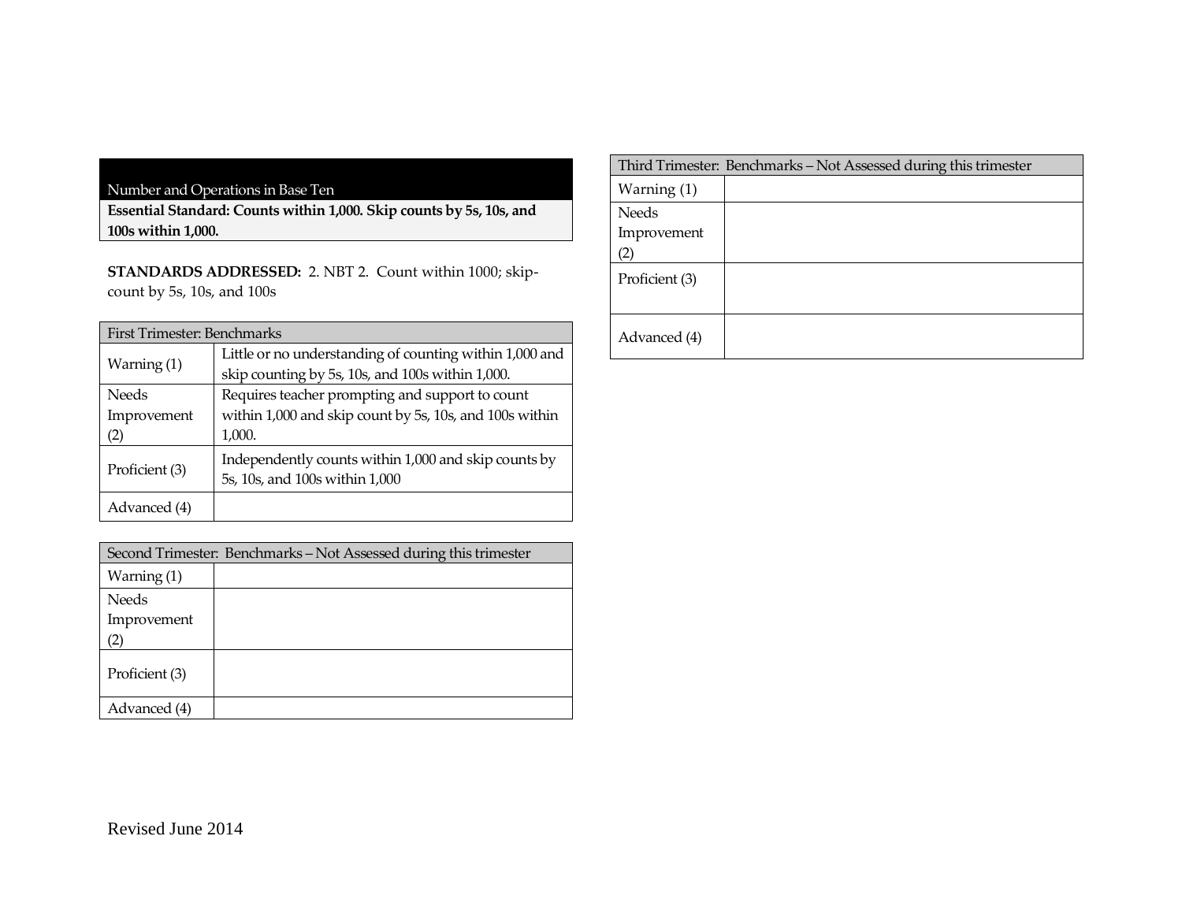| Number and Operations in Base Ten |
| --- |
| **Essential Standard: Counts within 1,000. Skip counts by 5s, 10s, and 100s within 1,000.** |

**STANDARDS ADDRESSED:** 2. NBT 2. Count within 1000; skip-count by 5s, 10s, and 100s

| First Trimester: Benchmarks | |
| --- | --- |
| Warning (1) | Little or no understanding of counting within 1,000 and skip counting by 5s, 10s, and 100s within 1,000. |
| Needs Improvement (2) | Requires teacher prompting and support to count within 1,000 and skip count by 5s, 10s, and 100s within 1,000. |
| Proficient (3) | Independently counts within 1,000 and skip counts by 5s, 10s, and 100s within 1,000 |
| Advanced (4) | |

| Second Trimester: Benchmarks – Not Assessed during this trimester | |
| --- | --- |
| Warning (1) | |
| Needs Improvement (2) | |
| Proficient (3) | |
| Advanced (4) | |

| Third Trimester: Benchmarks – Not Assessed during this trimester | |
| --- | --- |
| Warning (1) | |
| Needs Improvement (2) | |
| Proficient (3) | |
| Advanced (4) | |

Revised June 2014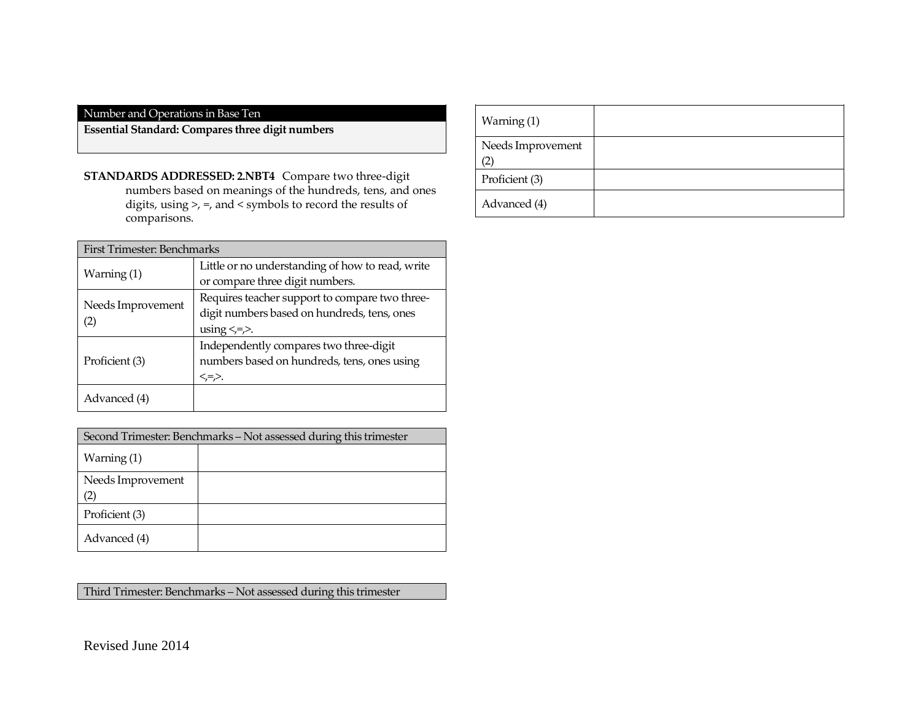Number and Operations in Base Ten

**Essential Standard: Compares three digit numbers**

**STANDARDS ADDRESSED: 2.NBT4** Compare two three-digit numbers based on meanings of the hundreds, tens, and ones digits, using >, =, and < symbols to record the results of comparisons.

| First Trimester: Benchmarks | |
|---|---|
| Warning (1) | Little or no understanding of how to read, write or compare three digit numbers. |
| Needs Improvement (2) | Requires teacher support to compare two three-digit numbers based on hundreds, tens, ones using <,=,>. |
| Proficient (3) | Independently compares two three-digit numbers based on hundreds, tens, ones using <,=,>. |
| Advanced (4) | |

| Second Trimester: Benchmarks – Not assessed during this trimester | |
|---|---|
| Warning (1) | |
| Needs Improvement (2) | |
| Proficient (3) | |
| Advanced (4) | |

| Third Trimester: Benchmarks – Not assessed during this trimester | |
|---|---|
| Warning (1) | |
| Needs Improvement (2) | |
| Proficient (3) | |
| Advanced (4) | |

Revised June 2014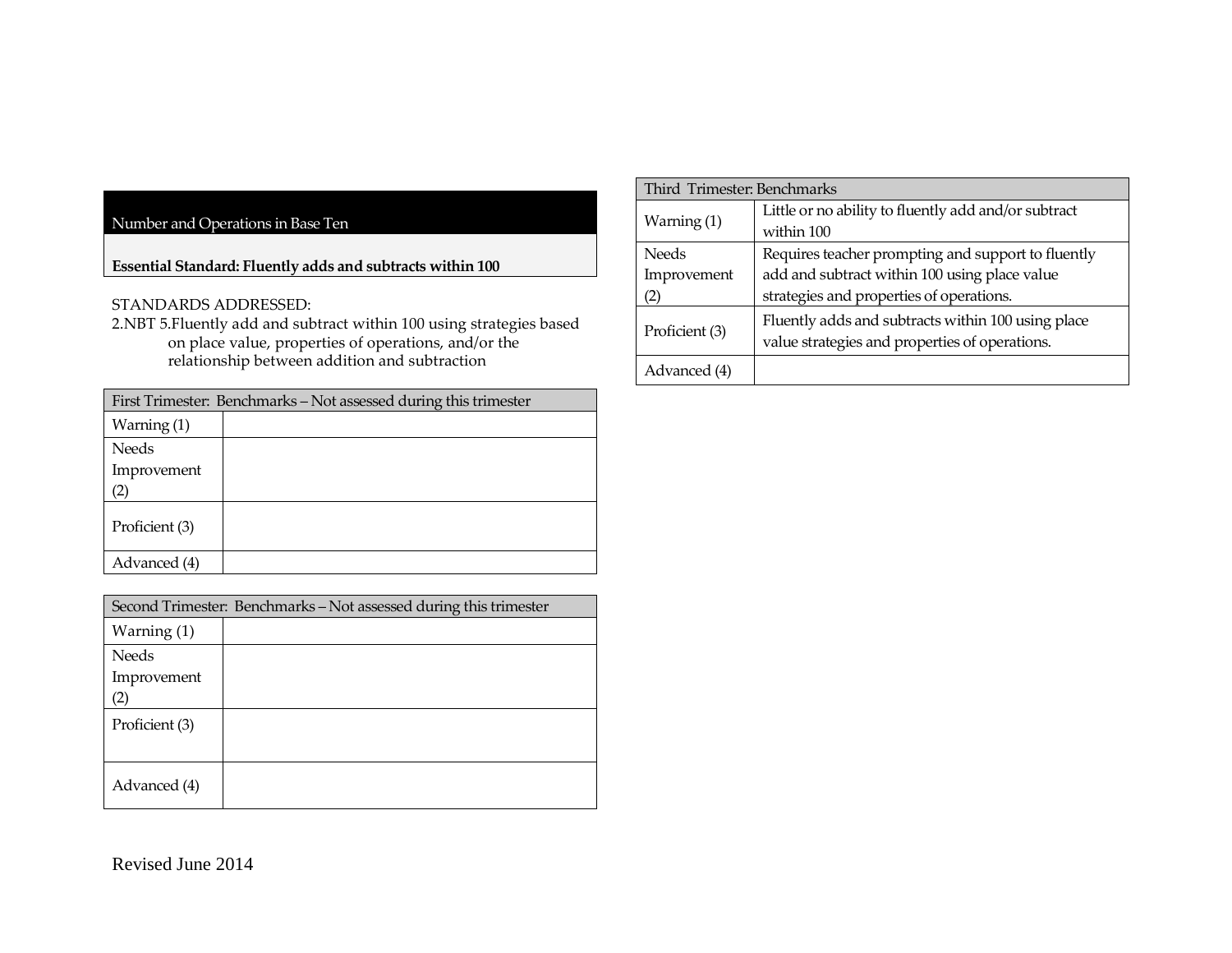## Number and Operations in Base Ten

**Essential Standard: Fluently adds and subtracts within 100**

STANDARDS ADDRESSED:
2.NBT 5.Fluently add and subtract within 100 using strategies based on place value, properties of operations, and/or the relationship between addition and subtraction

| First Trimester: Benchmarks – Not assessed during this trimester | |
|---|---|
| Warning (1) | |
| Needs Improvement (2) | |
| Proficient (3) | |
| Advanced (4) | |

| Second Trimester: Benchmarks – Not assessed during this trimester | |
|---|---|
| Warning (1) | |
| Needs Improvement (2) | |
| Proficient (3) | |
| Advanced (4) | |

| Third Trimester: Benchmarks | |
|---|---|
| Warning (1) | Little or no ability to fluently add and/or subtract within 100 |
| Needs Improvement (2) | Requires teacher prompting and support to fluently add and subtract within 100 using place value strategies and properties of operations. |
| Proficient (3) | Fluently adds and subtracts within 100 using place value strategies and properties of operations. |
| Advanced (4) | |

Revised June 2014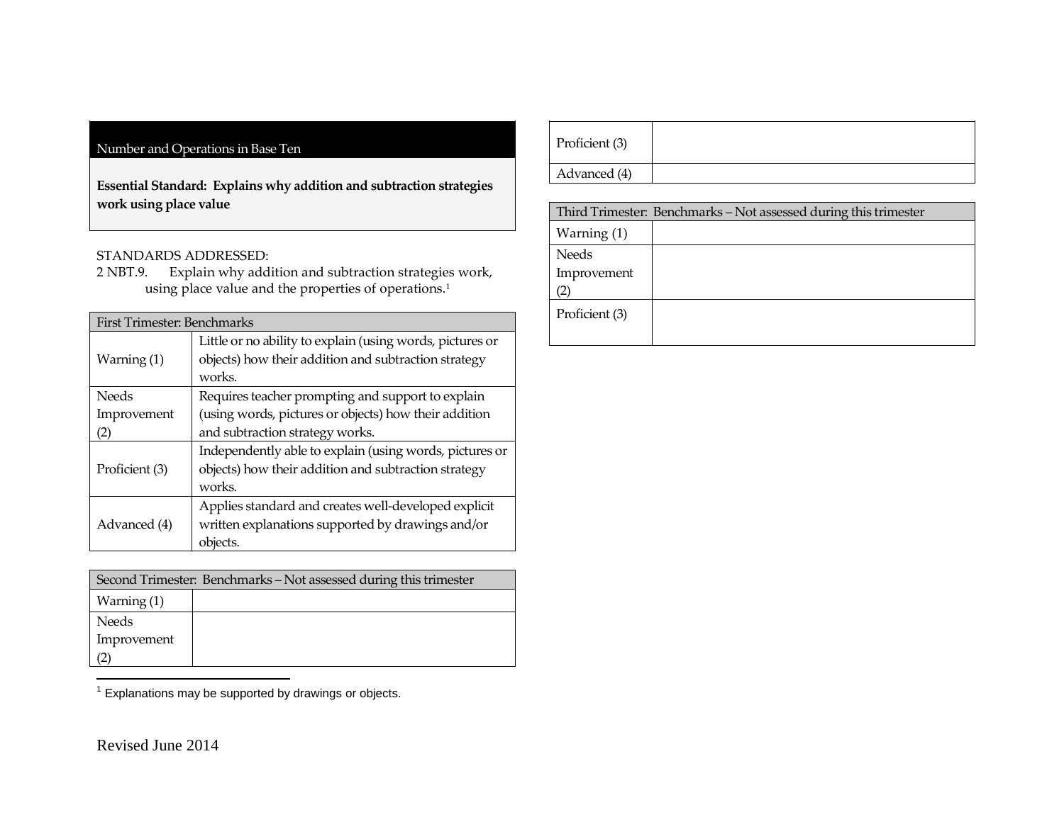## Number and Operations in Base Ten

**Essential Standard: Explains why addition and subtraction strategies work using place value**

STANDARDS ADDRESSED:

2 NBT.9. Explain why addition and subtraction strategies work, using place value and the properties of operations.[1]

| First Trimester: Benchmarks | |
|---|---|
| Warning (1) | Little or no ability to explain (using words, pictures or objects) how their addition and subtraction strategy works. |
| Needs Improvement (2) | Requires teacher prompting and support to explain (using words, pictures or objects) how their addition and subtraction strategy works. |
| Proficient (3) | Independently able to explain (using words, pictures or objects) how their addition and subtraction strategy works. |
| Advanced (4) | Applies standard and creates well-developed explicit written explanations supported by drawings and/or objects. |

| Second Trimester: Benchmarks – Not assessed during this trimester | |
|---|---|
| Warning (1) | |
| Needs Improvement (2) | |
| Proficient (3) | |
| Advanced (4) | |

| Third Trimester: Benchmarks – Not assessed during this trimester | |
|---|---|
| Warning (1) | |
| Needs Improvement (2) | |
| Proficient (3) | |

[1] Explanations may be supported by drawings or objects.

Revised June 2014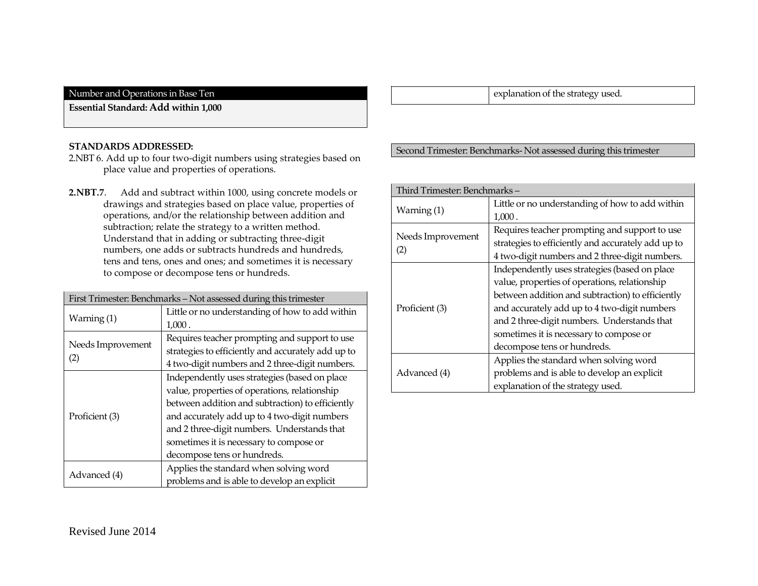| Number and Operations in Base Ten |
|---|
| **Essential Standard: Add within 1,000** |

**STANDARDS ADDRESSED:**

2.NBT 6. Add up to four two-digit numbers using strategies based on place value and properties of operations.

**2.NBT.7**. Add and subtract within 1000, using concrete models or drawings and strategies based on place value, properties of operations, and/or the relationship between addition and subtraction; relate the strategy to a written method. Understand that in adding or subtracting three-digit numbers, one adds or subtracts hundreds and hundreds, tens and tens, ones and ones; and sometimes it is necessary to compose or decompose tens or hundreds.

| First Trimester: Benchmarks – Not assessed during this trimester | |
|---|---|
| Warning (1) | Little or no understanding of how to add within 1,000 . |
| Needs Improvement (2) | Requires teacher prompting and support to use strategies to efficiently and accurately add up to 4 two-digit numbers and 2 three-digit numbers. |
| Proficient (3) | Independently uses strategies (based on place value, properties of operations, relationship between addition and subtraction) to efficiently and accurately add up to 4 two-digit numbers and 2 three-digit numbers. Understands that sometimes it is necessary to compose or decompose tens or hundreds. |
| Advanced (4) | Applies the standard when solving word problems and is able to develop an explicit explanation of the strategy used. |

| Second Trimester: Benchmarks- Not assessed during this trimester |
|---|

| Third Trimester: Benchmarks – | |
|---|---|
| Warning (1) | Little or no understanding of how to add within 1,000 . |
| Needs Improvement (2) | Requires teacher prompting and support to use strategies to efficiently and accurately add up to 4 two-digit numbers and 2 three-digit numbers. |
| Proficient (3) | Independently uses strategies (based on place value, properties of operations, relationship between addition and subtraction) to efficiently and accurately add up to 4 two-digit numbers and 2 three-digit numbers. Understands that sometimes it is necessary to compose or decompose tens or hundreds. |
| Advanced (4) | Applies the standard when solving word problems and is able to develop an explicit explanation of the strategy used. |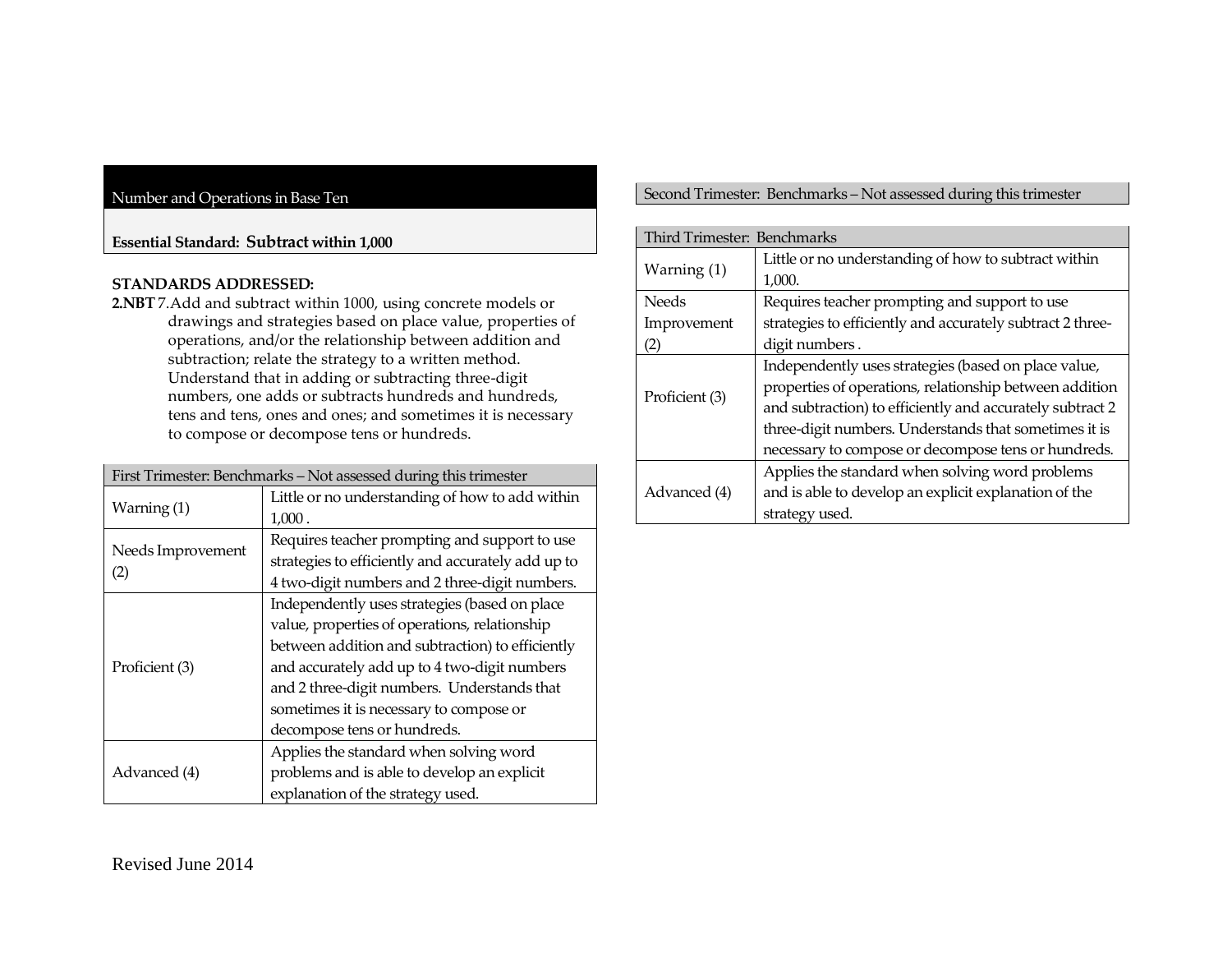## Number and Operations in Base Ten

**Essential Standard: Subtract within 1,000**

**STANDARDS ADDRESSED:**

**2.NBT** 7. Add and subtract within 1000, using concrete models or drawings and strategies based on place value, properties of operations, and/or the relationship between addition and subtraction; relate the strategy to a written method. Understand that in adding or subtracting three-digit numbers, one adds or subtracts hundreds and hundreds, tens and tens, ones and ones; and sometimes it is necessary to compose or decompose tens or hundreds.

| First Trimester: Benchmarks – Not assessed during this trimester | |
|---|---|
| Warning (1) | Little or no understanding of how to add within 1,000 . |
| Needs Improvement (2) | Requires teacher prompting and support to use strategies to efficiently and accurately add up to 4 two-digit numbers and 2 three-digit numbers. |
| Proficient (3) | Independently uses strategies (based on place value, properties of operations, relationship between addition and subtraction) to efficiently and accurately add up to 4 two-digit numbers and 2 three-digit numbers. Understands that sometimes it is necessary to compose or decompose tens or hundreds. |
| Advanced (4) | Applies the standard when solving word problems and is able to develop an explicit explanation of the strategy used. |

| Second Trimester: Benchmarks – Not assessed during this trimester |
|---|

| Third Trimester: Benchmarks | |
|---|---|
| Warning (1) | Little or no understanding of how to subtract within 1,000. |
| Needs Improvement (2) | Requires teacher prompting and support to use strategies to efficiently and accurately subtract 2 three-digit numbers . |
| Proficient (3) | Independently uses strategies (based on place value, properties of operations, relationship between addition and subtraction) to efficiently and accurately subtract 2 three-digit numbers. Understands that sometimes it is necessary to compose or decompose tens or hundreds. |
| Advanced (4) | Applies the standard when solving word problems and is able to develop an explicit explanation of the strategy used. |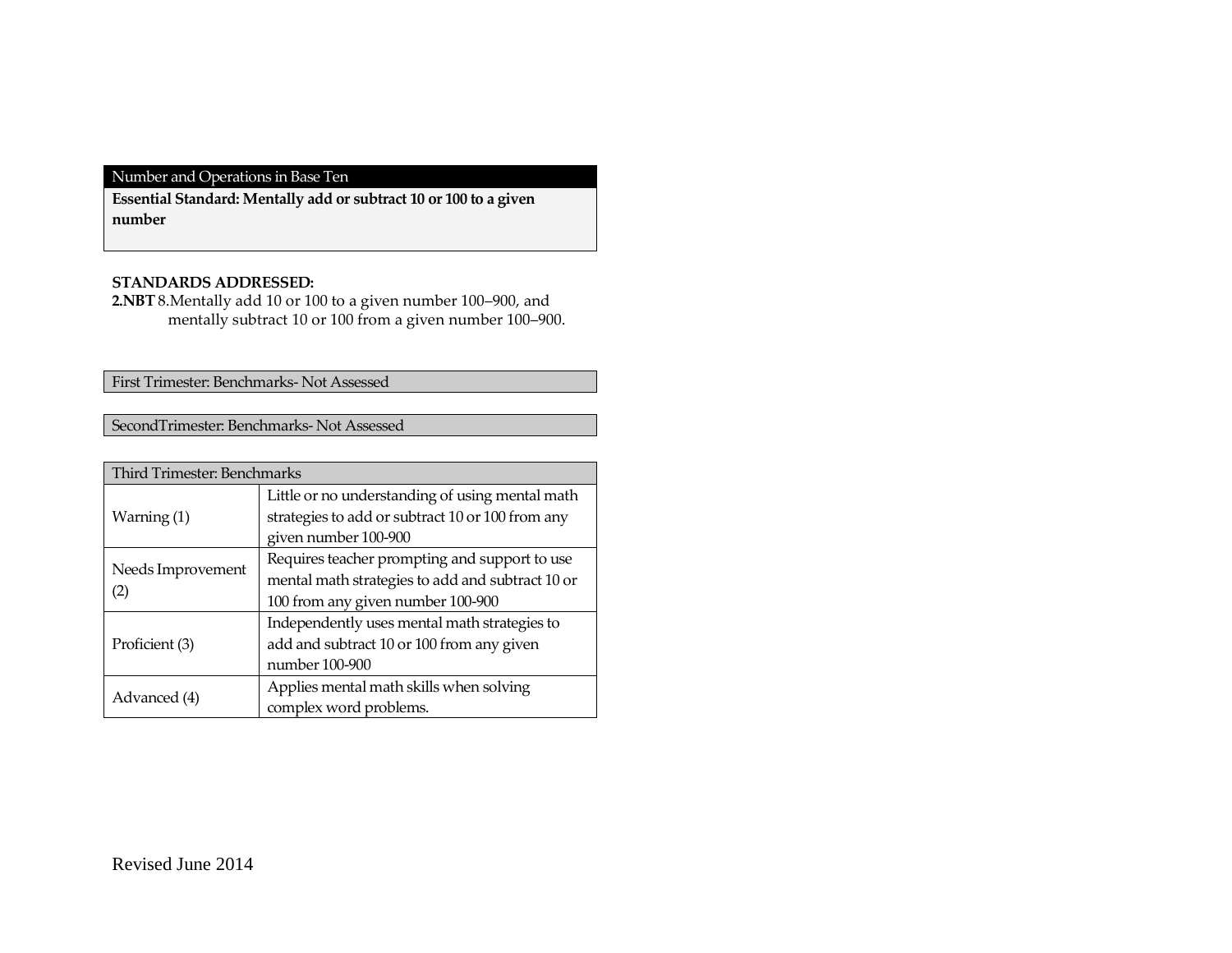## Number and Operations in Base Ten

**Essential Standard: Mentally add or subtract 10 or 100 to a given number**

**STANDARDS ADDRESSED:**

**2.NBT** 8. Mentally add 10 or 100 to a given number 100–900, and mentally subtract 10 or 100 from a given number 100–900.

| First Trimester: Benchmarks- Not Assessed |
|---|

| SecondTrimester: Benchmarks- Not Assessed |
|---|

| Third Trimester: Benchmarks | |
|---|---|
| Warning (1) | Little or no understanding of using mental math strategies to add or subtract 10 or 100 from any given number 100-900 |
| Needs Improvement (2) | Requires teacher prompting and support to use mental math strategies to add and subtract 10 or 100 from any given number 100-900 |
| Proficient (3) | Independently uses mental math strategies to add and subtract 10 or 100 from any given number 100-900 |
| Advanced (4) | Applies mental math skills when solving complex word problems. |

Revised June 2014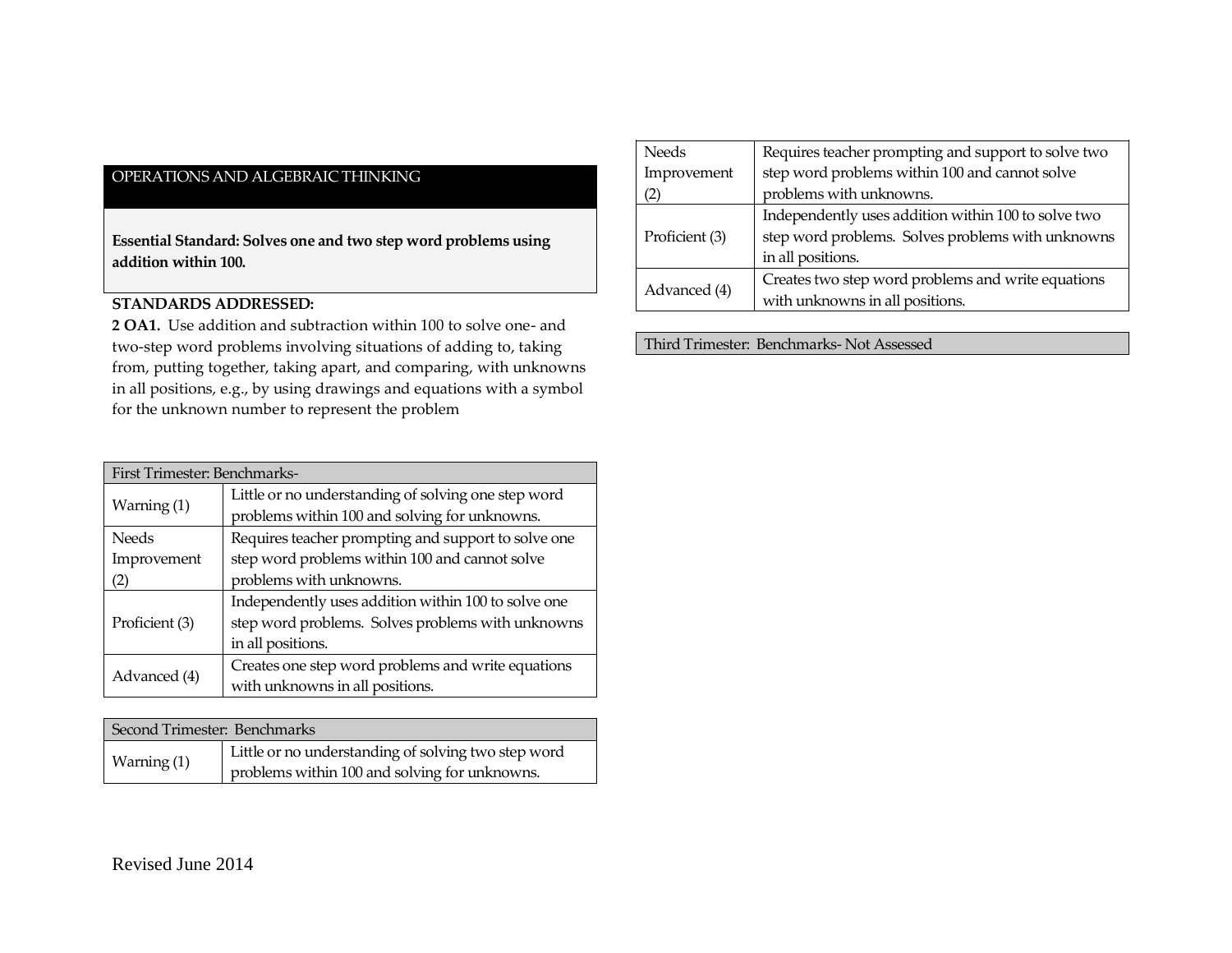## OPERATIONS AND ALGEBRAIC THINKING

**Essential Standard: Solves one and two step word problems using addition within 100.**

**STANDARDS ADDRESSED:**

**2 OA1.** Use addition and subtraction within 100 to solve one- and two-step word problems involving situations of adding to, taking from, putting together, taking apart, and comparing, with unknowns in all positions, e.g., by using drawings and equations with a symbol for the unknown number to represent the problem

| First Trimester: Benchmarks- | |
|---|---|
| Warning (1) | Little or no understanding of solving one step word problems within 100 and solving for unknowns. |
| Needs Improvement (2) | Requires teacher prompting and support to solve one step word problems within 100 and cannot solve problems with unknowns. |
| Proficient (3) | Independently uses addition within 100 to solve one step word problems. Solves problems with unknowns in all positions. |
| Advanced (4) | Creates one step word problems and write equations with unknowns in all positions. |

| Second Trimester: Benchmarks | |
|---|---|
| Warning (1) | Little or no understanding of solving two step word problems within 100 and solving for unknowns. |
| Needs Improvement (2) | Requires teacher prompting and support to solve two step word problems within 100 and cannot solve problems with unknowns. |
| Proficient (3) | Independently uses addition within 100 to solve two step word problems. Solves problems with unknowns in all positions. |
| Advanced (4) | Creates two step word problems and write equations with unknowns in all positions. |

| Third Trimester: Benchmarks- Not Assessed |
|---|

Revised June 2014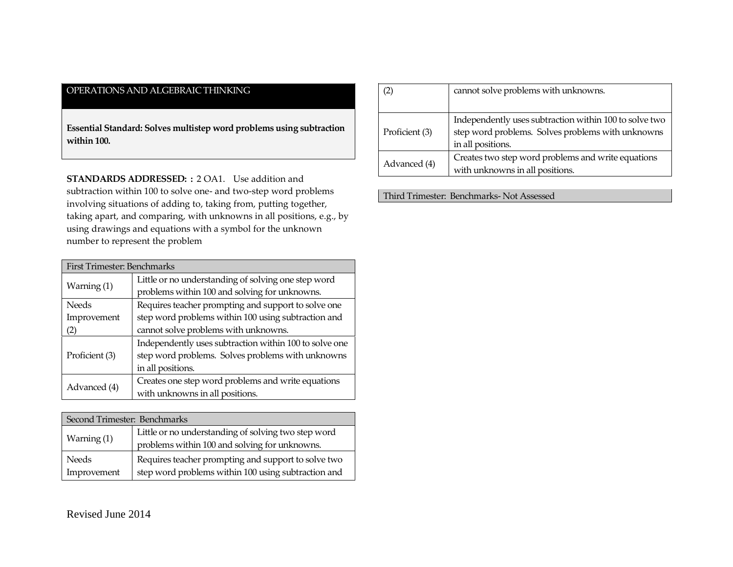## OPERATIONS AND ALGEBRAIC THINKING

**Essential Standard: Solves multistep word problems using subtraction within 100.**

**STANDARDS ADDRESSED: :** 2 OA1. Use addition and subtraction within 100 to solve one- and two-step word problems involving situations of adding to, taking from, putting together, taking apart, and comparing, with unknowns in all positions, e.g., by using drawings and equations with a symbol for the unknown number to represent the problem

| First Trimester: Benchmarks | |
|---|---|
| Warning (1) | Little or no understanding of solving one step word problems within 100 and solving for unknowns. |
| Needs Improvement (2) | Requires teacher prompting and support to solve one step word problems within 100 using subtraction and cannot solve problems with unknowns. |
| Proficient (3) | Independently uses subtraction within 100 to solve one step word problems. Solves problems with unknowns in all positions. |
| Advanced (4) | Creates one step word problems and write equations with unknowns in all positions. |

| Second Trimester: Benchmarks | |
|---|---|
| Warning (1) | Little or no understanding of solving two step word problems within 100 and solving for unknowns. |
| Needs Improvement (2) | Requires teacher prompting and support to solve two step word problems within 100 using subtraction and cannot solve problems with unknowns. |
| Proficient (3) | Independently uses subtraction within 100 to solve two step word problems. Solves problems with unknowns in all positions. |
| Advanced (4) | Creates two step word problems and write equations with unknowns in all positions. |

| Third Trimester: Benchmarks- Not Assessed |
|---|

Revised June 2014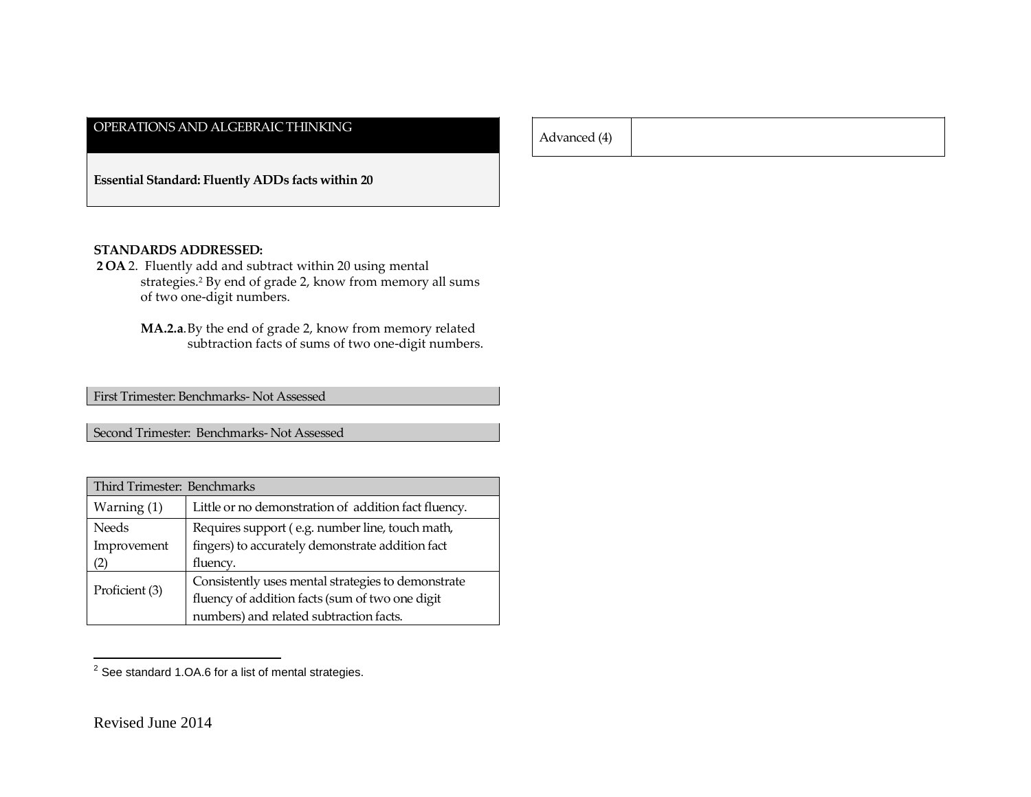## OPERATIONS AND ALGEBRAIC THINKING

**Essential Standard: Fluently ADDs facts within 20**

**STANDARDS ADDRESSED:**

**2 OA** 2. Fluently add and subtract within 20 using mental strategies.[2] By end of grade 2, know from memory all sums of two one-digit numbers.

**MA.2.a.** By the end of grade 2, know from memory related subtraction facts of sums of two one-digit numbers.

| First Trimester: Benchmarks- Not Assessed |
|---|

| Second Trimester: Benchmarks- Not Assessed |
|---|

| Third Trimester: Benchmarks | |
|---|---|
| Warning (1) | Little or no demonstration of addition fact fluency. |
| Needs Improvement (2) | Requires support ( e.g. number line, touch math, fingers) to accurately demonstrate addition fact fluency. |
| Proficient (3) | Consistently uses mental strategies to demonstrate fluency of addition facts (sum of two one digit numbers) and related subtraction facts. |
| Advanced (4) | |

[2] See standard 1.OA.6 for a list of mental strategies.

Revised June 2014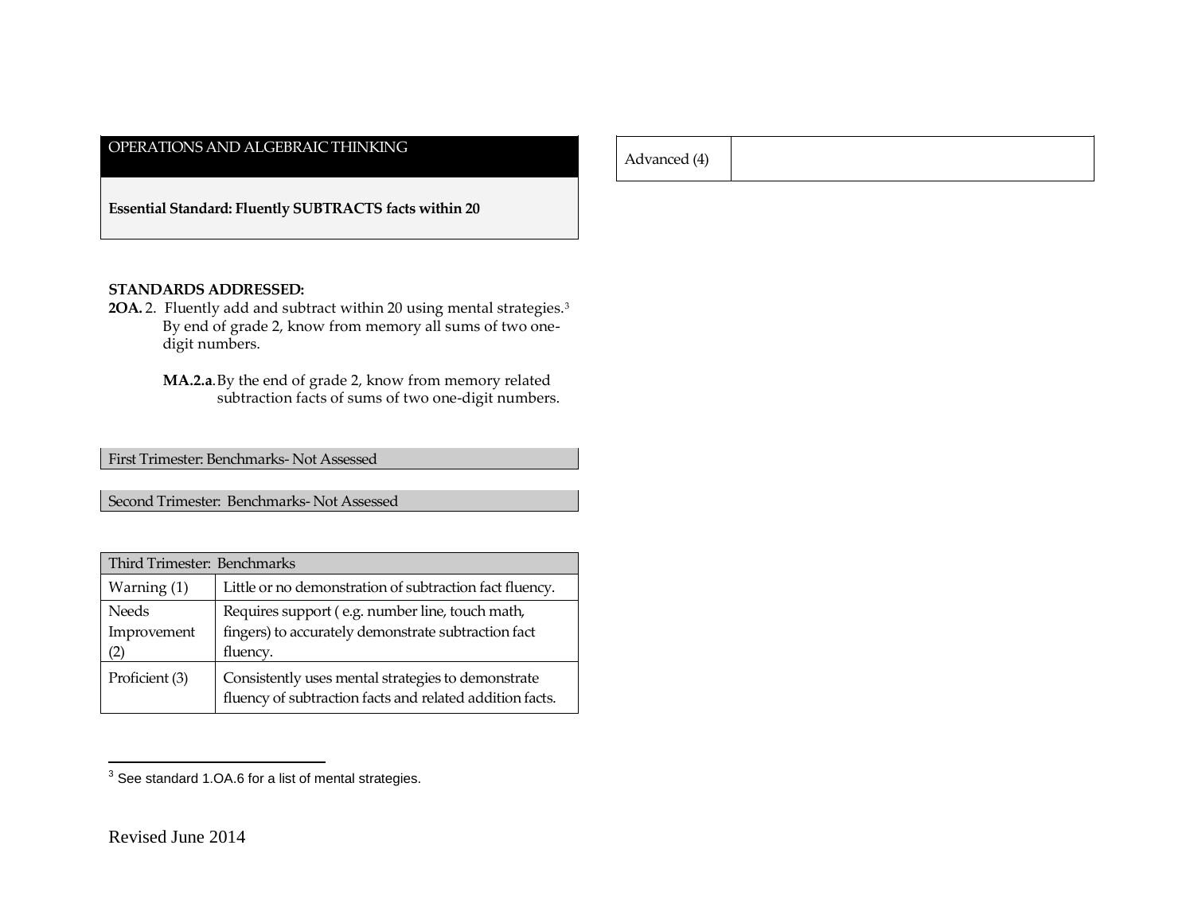## OPERATIONS AND ALGEBRAIC THINKING

**Essential Standard: Fluently SUBTRACTS facts within 20**

**STANDARDS ADDRESSED:**

**2OA.** 2. Fluently add and subtract within 20 using mental strategies.[3] By end of grade 2, know from memory all sums of two one-digit numbers.

**MA.2.a.** By the end of grade 2, know from memory related subtraction facts of sums of two one-digit numbers.

| First Trimester: Benchmarks- Not Assessed |
|---|

| Second Trimester: Benchmarks- Not Assessed |
|---|

| Third Trimester: Benchmarks | |
|---|---|
| Warning (1) | Little or no demonstration of subtraction fact fluency. |
| Needs Improvement (2) | Requires support ( e.g. number line, touch math, fingers) to accurately demonstrate subtraction fact fluency. |
| Proficient (3) | Consistently uses mental strategies to demonstrate fluency of subtraction facts and related addition facts. |
| Advanced (4) | |

[3] See standard 1.OA.6 for a list of mental strategies.

Revised June 2014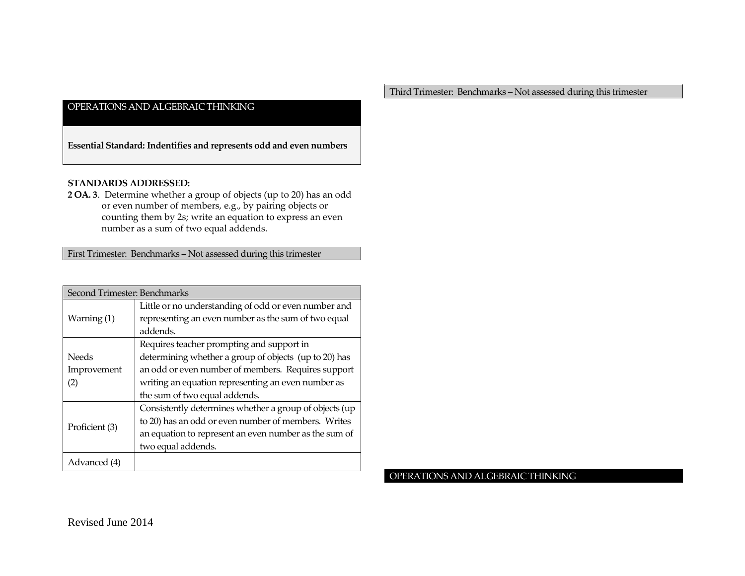## OPERATIONS AND ALGEBRAIC THINKING

**Essential Standard: Indentifies and represents odd and even numbers**

**STANDARDS ADDRESSED:**

**2 OA. 3**. Determine whether a group of objects (up to 20) has an odd or even number of members, e.g., by pairing objects or counting them by 2s; write an equation to express an even number as a sum of two equal addends.

First Trimester: Benchmarks – Not assessed during this trimester

| Second Trimester: Benchmarks | |
|---|---|
| Warning (1) | Little or no understanding of odd or even number and representing an even number as the sum of two equal addends. |
| Needs Improvement (2) | Requires teacher prompting and support in determining whether a group of objects (up to 20) has an odd or even number of members. Requires support writing an equation representing an even number as the sum of two equal addends. |
| Proficient (3) | Consistently determines whether a group of objects (up to 20) has an odd or even number of members. Writes an equation to represent an even number as the sum of two equal addends. |
| Advanced (4) | |

Third Trimester: Benchmarks – Not assessed during this trimester

Revised June 2014

## OPERATIONS AND ALGEBRAIC THINKING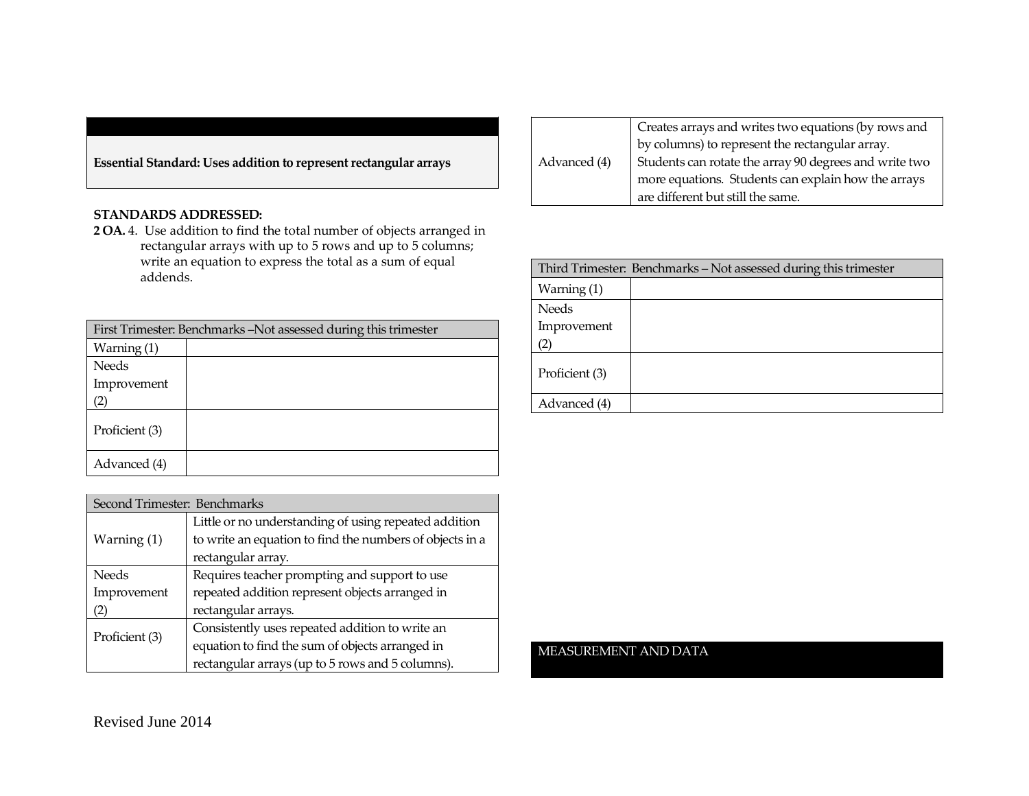**Essential Standard: Uses addition to represent rectangular arrays**

**STANDARDS ADDRESSED:**

**2 OA.** 4. Use addition to find the total number of objects arranged in rectangular arrays with up to 5 rows and up to 5 columns; write an equation to express the total as a sum of equal addends.

| First Trimester: Benchmarks –Not assessed during this trimester | |
|---|---|
| Warning (1) | |
| Needs Improvement (2) | |
| Proficient (3) | |
| Advanced (4) | |

| Second Trimester: Benchmarks | |
|---|---|
| Warning (1) | Little or no understanding of using repeated addition to write an equation to find the numbers of objects in a rectangular array. |
| Needs Improvement (2) | Requires teacher prompting and support to use repeated addition represent objects arranged in rectangular arrays. |
| Proficient (3) | Consistently uses repeated addition to write an equation to find the sum of objects arranged in rectangular arrays (up to 5 rows and 5 columns). |
| Advanced (4) | Creates arrays and writes two equations (by rows and by columns) to represent the rectangular array. Students can rotate the array 90 degrees and write two more equations. Students can explain how the arrays are different but still the same. |

| Third Trimester: Benchmarks – Not assessed during this trimester | |
|---|---|
| Warning (1) | |
| Needs Improvement (2) | |
| Proficient (3) | |
| Advanced (4) | |

## MEASUREMENT AND DATA

Revised June 2014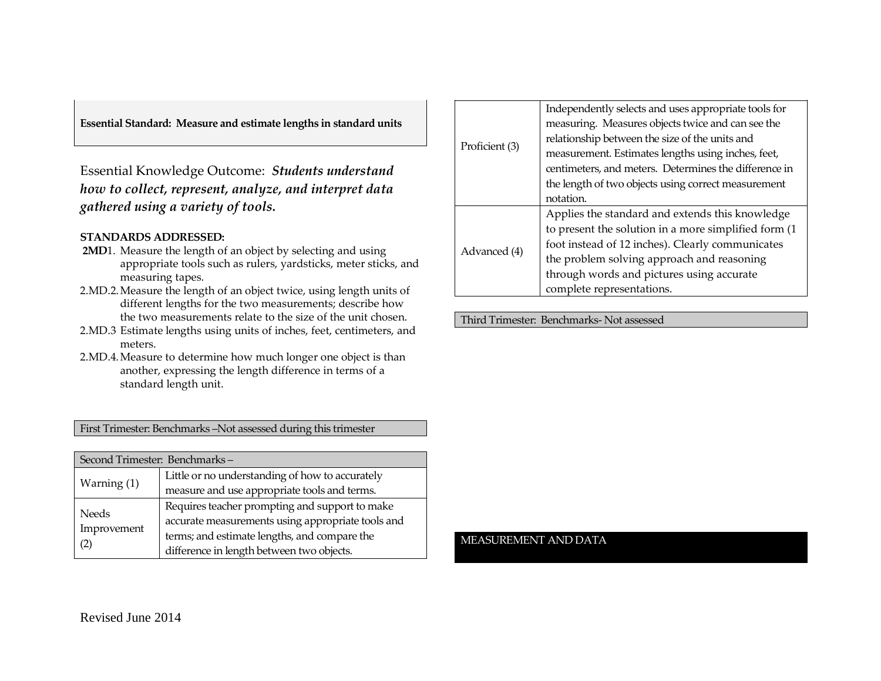**Essential Standard: Measure and estimate lengths in standard units**

Essential Knowledge Outcome: ***Students understand how to collect, represent, analyze, and interpret data gathered using a variety of tools.***

**STANDARDS ADDRESSED:**

- **2MD**1. Measure the length of an object by selecting and using appropriate tools such as rulers, yardsticks, meter sticks, and measuring tapes.
- 2.MD.2. Measure the length of an object twice, using length units of different lengths for the two measurements; describe how the two measurements relate to the size of the unit chosen.
- 2.MD.3 Estimate lengths using units of inches, feet, centimeters, and meters.
- 2.MD.4. Measure to determine how much longer one object is than another, expressing the length difference in terms of a standard length unit.

| First Trimester: Benchmarks –Not assessed during this trimester |
|---|

| Second Trimester: Benchmarks – | |
|---|---|
| Warning (1) | Little or no understanding of how to accurately measure and use appropriate tools and terms. |
| Needs Improvement (2) | Requires teacher prompting and support to make accurate measurements using appropriate tools and terms; and estimate lengths, and compare the difference in length between two objects. |
| Proficient (3) | Independently selects and uses appropriate tools for measuring. Measures objects twice and can see the relationship between the size of the units and measurement. Estimates lengths using inches, feet, centimeters, and meters. Determines the difference in the length of two objects using correct measurement notation. |
| Advanced (4) | Applies the standard and extends this knowledge to present the solution in a more simplified form (1 foot instead of 12 inches). Clearly communicates the problem solving approach and reasoning through words and pictures using accurate complete representations. |

| Third Trimester: Benchmarks- Not assessed |
|---|

MEASUREMENT AND DATA

Revised June 2014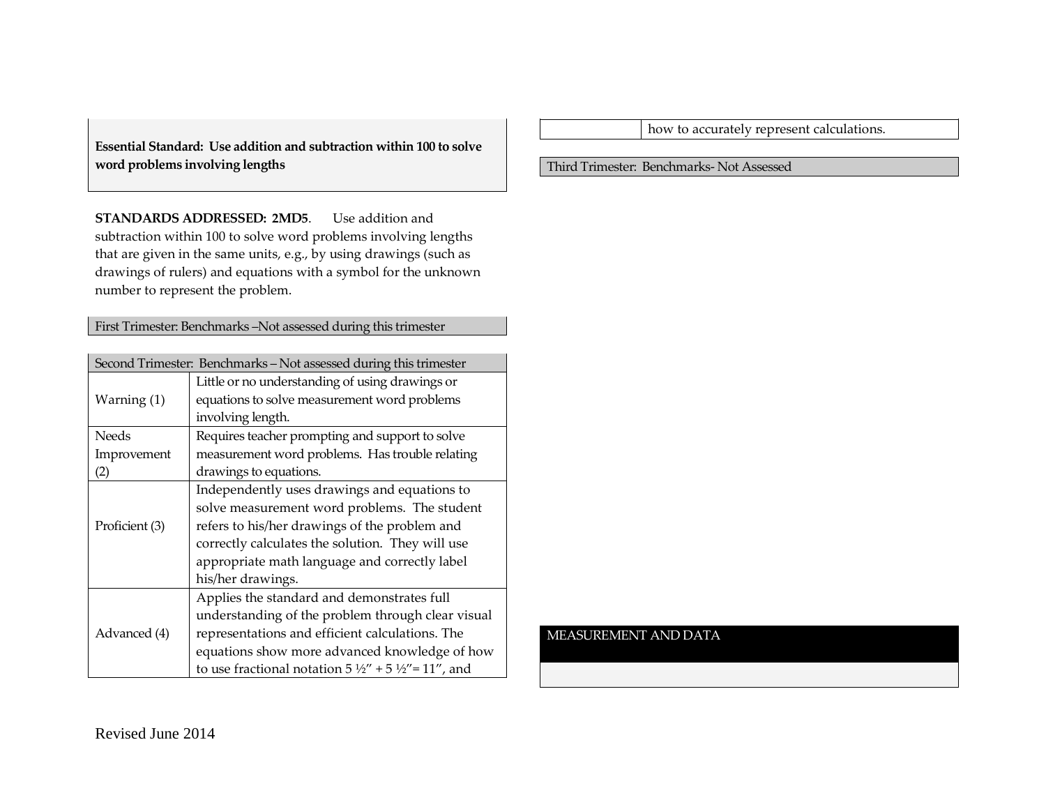**Essential Standard: Use addition and subtraction within 100 to solve word problems involving lengths**

**STANDARDS ADDRESSED: 2MD5**. Use addition and subtraction within 100 to solve word problems involving lengths that are given in the same units, e.g., by using drawings (such as drawings of rulers) and equations with a symbol for the unknown number to represent the problem.

| First Trimester: Benchmarks –Not assessed during this trimester |
|---|

| Second Trimester: Benchmarks – Not assessed during this trimester | |
|---|---|
| Warning (1) | Little or no understanding of using drawings or equations to solve measurement word problems involving length. |
| Needs Improvement (2) | Requires teacher prompting and support to solve measurement word problems. Has trouble relating drawings to equations. |
| Proficient (3) | Independently uses drawings and equations to solve measurement word problems. The student refers to his/her drawings of the problem and correctly calculates the solution. They will use appropriate math language and correctly label his/her drawings. |
| Advanced (4) | Applies the standard and demonstrates full understanding of the problem through clear visual representations and efficient calculations. The equations show more advanced knowledge of how to use fractional notation 5 ½" + 5 ½"= 11", and how to accurately represent calculations. |

| Third Trimester: Benchmarks- Not Assessed |
|---|

MEASUREMENT AND DATA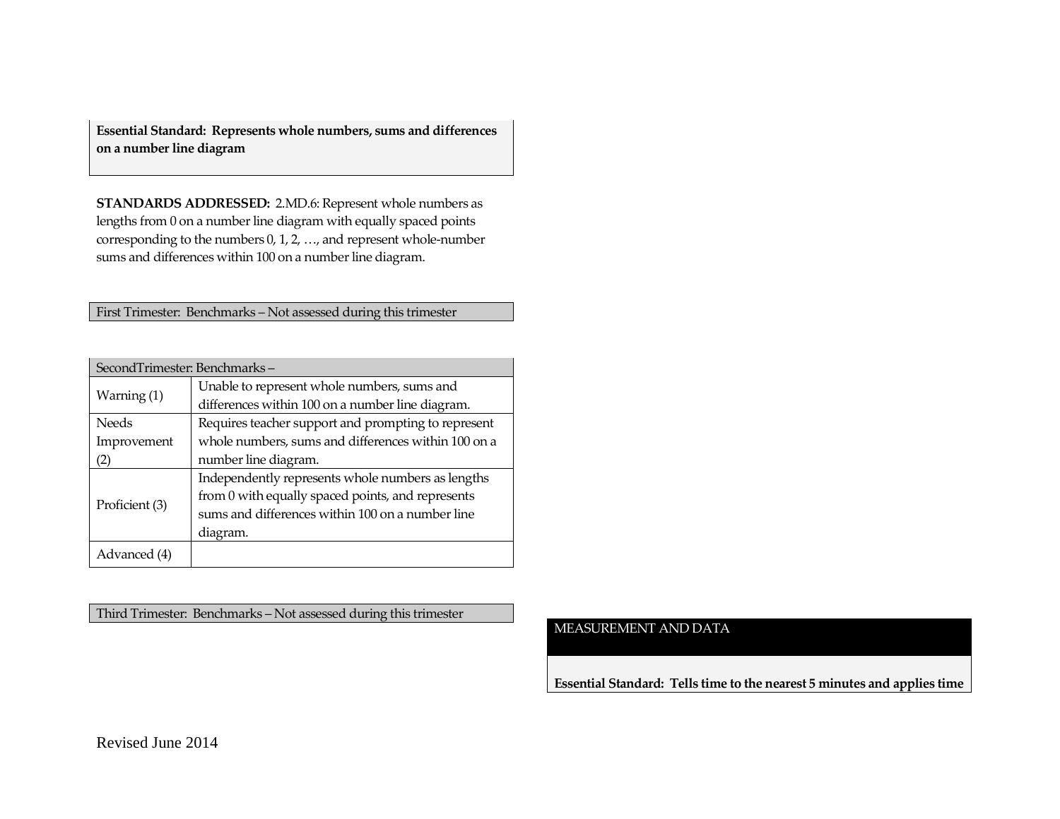**Essential Standard: Represents whole numbers, sums and differences on a number line diagram**

**STANDARDS ADDRESSED:** 2.MD.6: Represent whole numbers as lengths from 0 on a number line diagram with equally spaced points corresponding to the numbers 0, 1, 2, …, and represent whole-number sums and differences within 100 on a number line diagram.

First Trimester: Benchmarks – Not assessed during this trimester

| SecondTrimester: Benchmarks – | |
|---|---|
| Warning (1) | Unable to represent whole numbers, sums and differences within 100 on a number line diagram. |
| Needs Improvement (2) | Requires teacher support and prompting to represent whole numbers, sums and differences within 100 on a number line diagram. |
| Proficient (3) | Independently represents whole numbers as lengths from 0 with equally spaced points, and represents sums and differences within 100 on a number line diagram. |
| Advanced (4) | |

Third Trimester: Benchmarks – Not assessed during this trimester

MEASUREMENT AND DATA

**Essential Standard: Tells time to the nearest 5 minutes and applies time**

Revised June 2014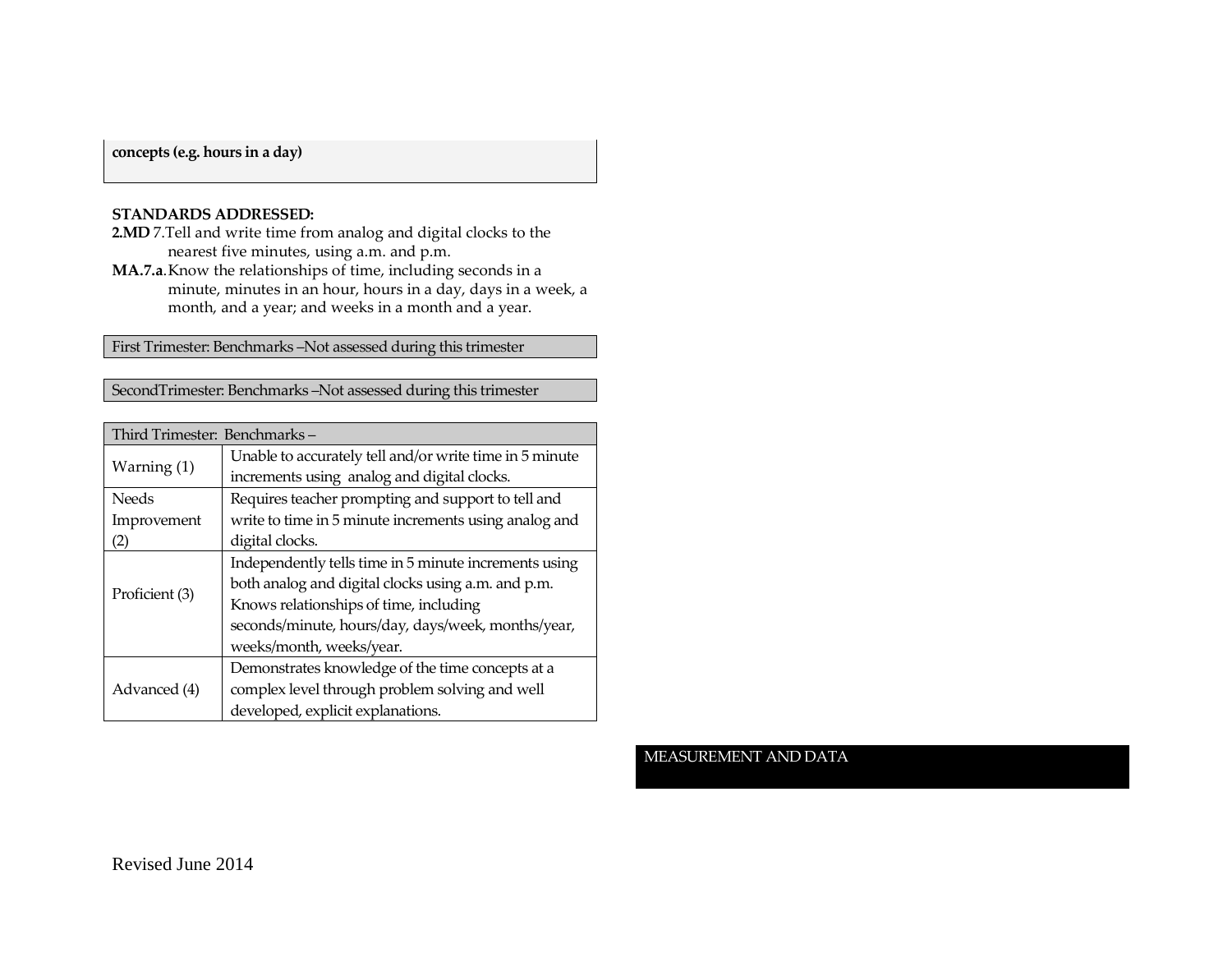**concepts (e.g. hours in a day)**

**STANDARDS ADDRESSED:**

**2.MD** 7.Tell and write time from analog and digital clocks to the nearest five minutes, using a.m. and p.m.

**MA.7.a**.Know the relationships of time, including seconds in a minute, minutes in an hour, hours in a day, days in a week, a month, and a year; and weeks in a month and a year.

| First Trimester: Benchmarks –Not assessed during this trimester |
|---|

| SecondTrimester: Benchmarks –Not assessed during this trimester |
|---|

| Third Trimester: Benchmarks – | |
|---|---|
| Warning (1) | Unable to accurately tell and/or write time in 5 minute increments using analog and digital clocks. |
| Needs Improvement (2) | Requires teacher prompting and support to tell and write to time in 5 minute increments using analog and digital clocks. |
| Proficient (3) | Independently tells time in 5 minute increments using both analog and digital clocks using a.m. and p.m. Knows relationships of time, including seconds/minute, hours/day, days/week, months/year, weeks/month, weeks/year. |
| Advanced (4) | Demonstrates knowledge of the time concepts at a complex level through problem solving and well developed, explicit explanations. |

MEASUREMENT AND DATA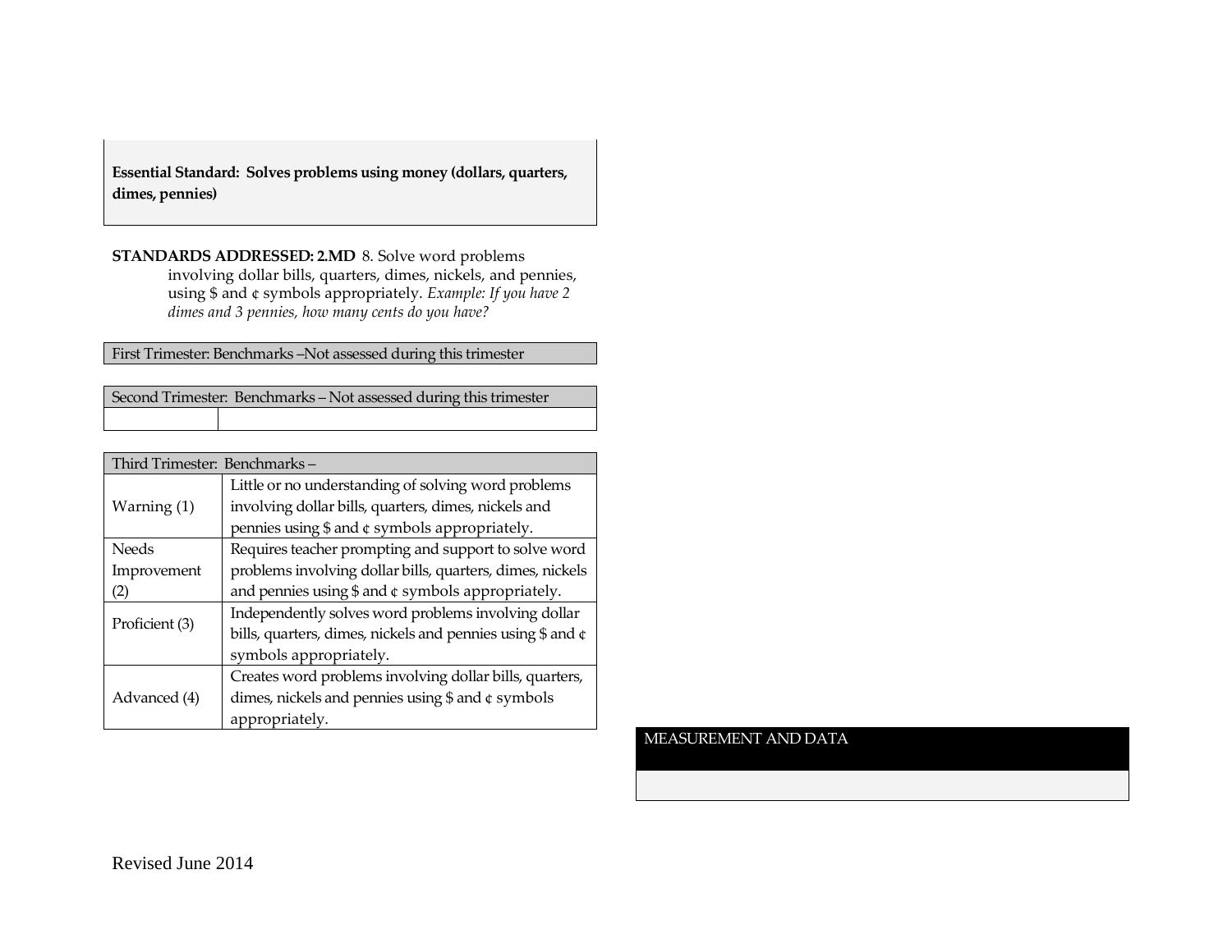**Essential Standard: Solves problems using money (dollars, quarters, dimes, pennies)**

**STANDARDS ADDRESSED: 2.MD** 8. Solve word problems involving dollar bills, quarters, dimes, nickels, and pennies, using $ and ¢ symbols appropriately. *Example: If you have 2 dimes and 3 pennies, how many cents do you have?*

| First Trimester: Benchmarks –Not assessed during this trimester |
|---|

| Second Trimester: Benchmarks – Not assessed during this trimester | |
|---|---|
| | |

| Third Trimester: Benchmarks – | |
|---|---|
| Warning (1) | Little or no understanding of solving word problems involving dollar bills, quarters, dimes, nickels and pennies using $ and ¢ symbols appropriately. |
| Needs Improvement (2) | Requires teacher prompting and support to solve word problems involving dollar bills, quarters, dimes, nickels and pennies using $ and ¢ symbols appropriately. |
| Proficient (3) | Independently solves word problems involving dollar bills, quarters, dimes, nickels and pennies using $ and ¢ symbols appropriately. |
| Advanced (4) | Creates word problems involving dollar bills, quarters, dimes, nickels and pennies using $ and ¢ symbols appropriately. |

MEASUREMENT AND DATA

Revised June 2014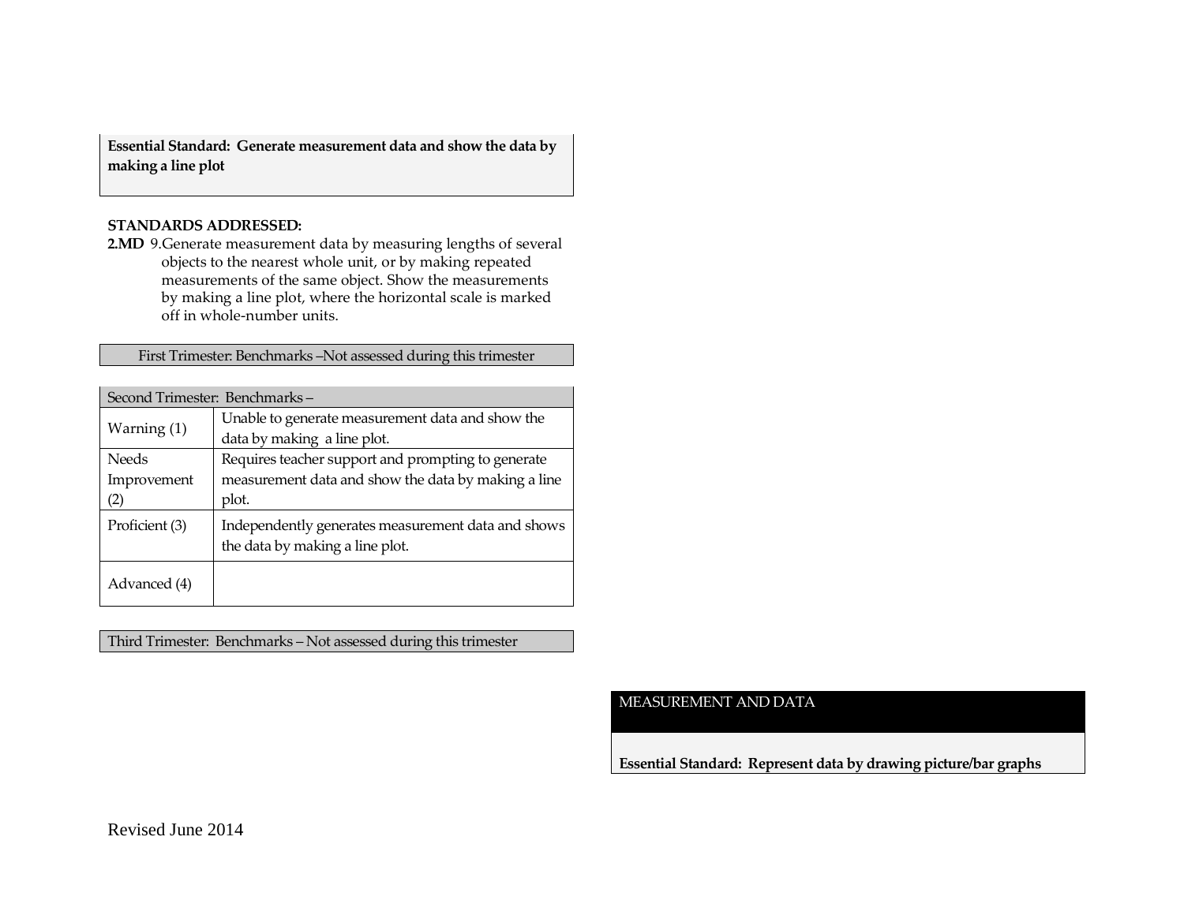**Essential Standard: Generate measurement data and show the data by making a line plot**

**STANDARDS ADDRESSED:**

**2.MD** 9. Generate measurement data by measuring lengths of several objects to the nearest whole unit, or by making repeated measurements of the same object. Show the measurements by making a line plot, where the horizontal scale is marked off in whole-number units.

| First Trimester: Benchmarks –Not assessed during this trimester |
|---|

| Second Trimester: Benchmarks – | |
|---|---|
| Warning (1) | Unable to generate measurement data and show the data by making a line plot. |
| Needs Improvement (2) | Requires teacher support and prompting to generate measurement data and show the data by making a line plot. |
| Proficient (3) | Independently generates measurement data and shows the data by making a line plot. |
| Advanced (4) | |

| Third Trimester: Benchmarks – Not assessed during this trimester |
|---|

MEASUREMENT AND DATA

**Essential Standard: Represent data by drawing picture/bar graphs**

Revised June 2014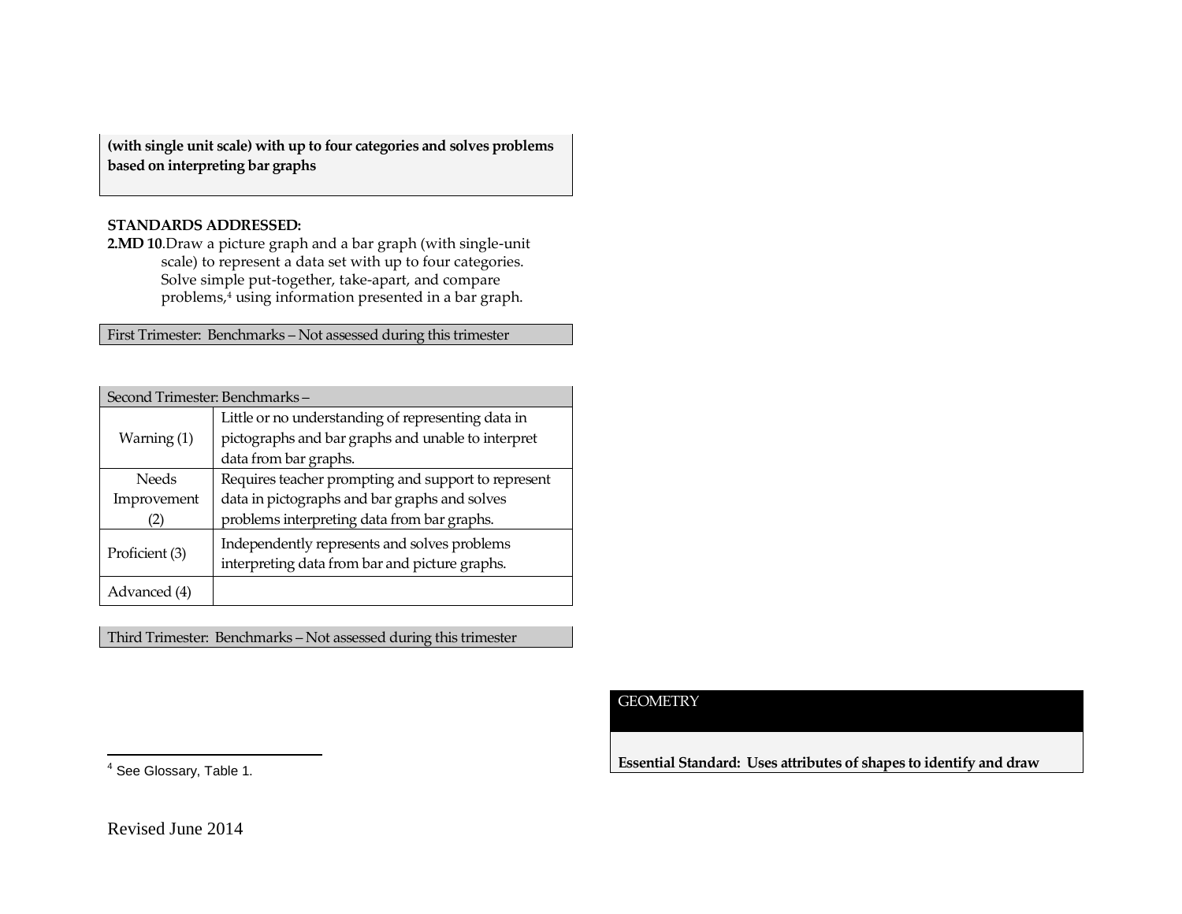**(with single unit scale) with up to four categories and solves problems based on interpreting bar graphs**

**STANDARDS ADDRESSED:**

**2.MD 10**.Draw a picture graph and a bar graph (with single-unit scale) to represent a data set with up to four categories. Solve simple put-together, take-apart, and compare problems,[4] using information presented in a bar graph.

| First Trimester: Benchmarks – Not assessed during this trimester |
|---|

| Second Trimester: Benchmarks – | |
|---|---|
| Warning (1) | Little or no understanding of representing data in pictographs and bar graphs and unable to interpret data from bar graphs. |
| Needs Improvement (2) | Requires teacher prompting and support to represent data in pictographs and bar graphs and solves problems interpreting data from bar graphs. |
| Proficient (3) | Independently represents and solves problems interpreting data from bar and picture graphs. |
| Advanced (4) | |

| Third Trimester: Benchmarks – Not assessed during this trimester |
|---|

[4] See Glossary, Table 1.

Revised June 2014

| GEOMETRY |
|---|
| **Essential Standard: Uses attributes of shapes to identify and draw** |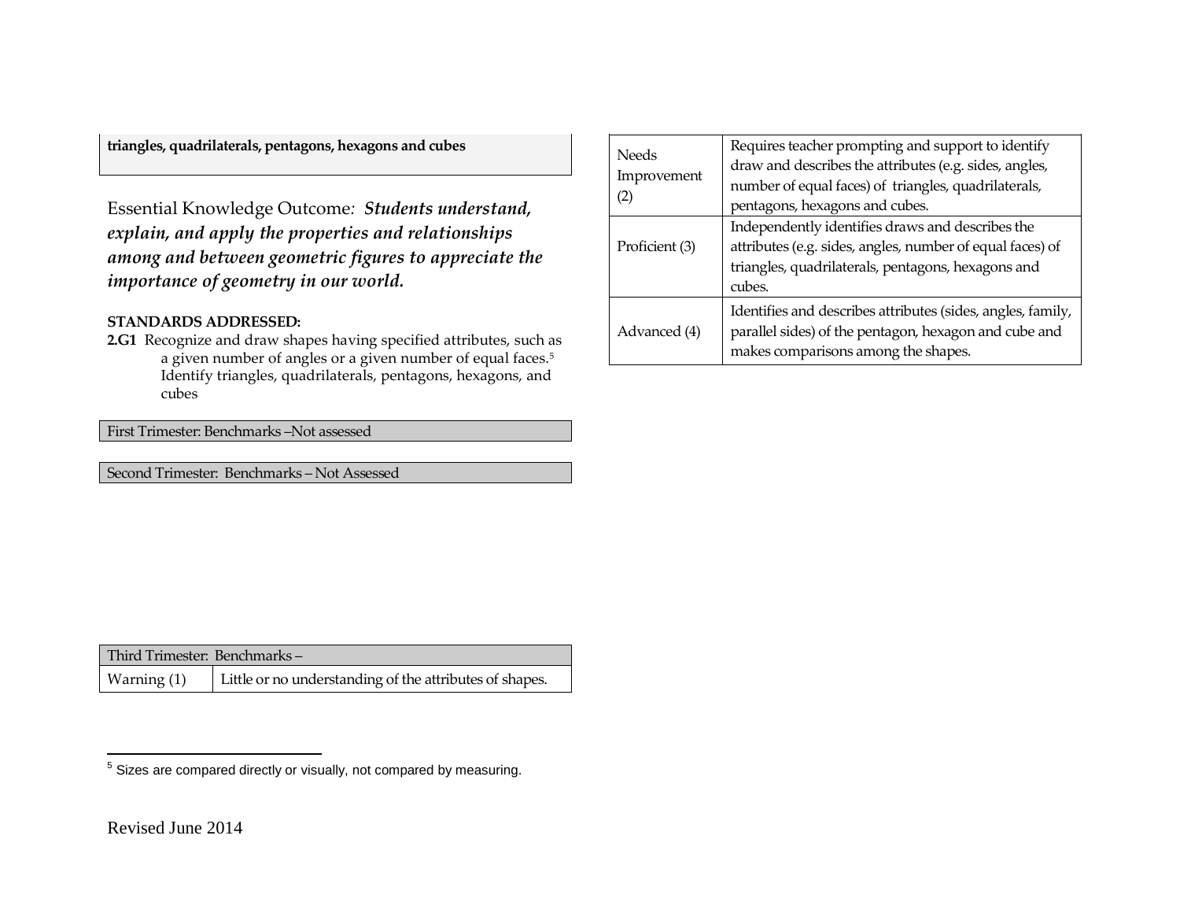**triangles, quadrilaterals, pentagons, hexagons and cubes**

Essential Knowledge Outcome: ***Students understand, explain, and apply the properties and relationships among and between geometric figures to appreciate the importance of geometry in our world.***

**STANDARDS ADDRESSED:**

**2.G1** Recognize and draw shapes having specified attributes, such as a given number of angles or a given number of equal faces.[5] Identify triangles, quadrilaterals, pentagons, hexagons, and cubes

| First Trimester: Benchmarks –Not assessed |
|---|

| Second Trimester: Benchmarks – Not Assessed |
|---|

| Third Trimester: Benchmarks – | |
|---|---|
| Warning (1) | Little or no understanding of the attributes of shapes. |
| Needs Improvement (2) | Requires teacher prompting and support to identify draw and describes the attributes (e.g. sides, angles, number of equal faces) of triangles, quadrilaterals, pentagons, hexagons and cubes. |
| Proficient (3) | Independently identifies draws and describes the attributes (e.g. sides, angles, number of equal faces) of triangles, quadrilaterals, pentagons, hexagons and cubes. |
| Advanced (4) | Identifies and describes attributes (sides, angles, family, parallel sides) of the pentagon, hexagon and cube and makes comparisons among the shapes. |

[5] Sizes are compared directly or visually, not compared by measuring.

Revised June 2014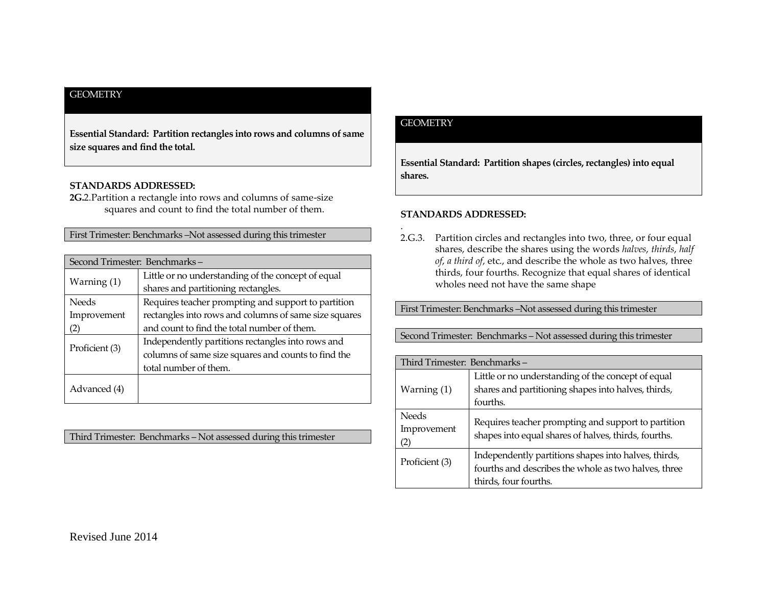## GEOMETRY

**Essential Standard: Partition rectangles into rows and columns of same size squares and find the total.**

**STANDARDS ADDRESSED:**

**2G.**2.Partition a rectangle into rows and columns of same-size squares and count to find the total number of them.

| First Trimester: Benchmarks –Not assessed during this trimester |
|---|

| Second Trimester: Benchmarks – | |
|---|---|
| Warning (1) | Little or no understanding of the concept of equal shares and partitioning rectangles. |
| Needs Improvement (2) | Requires teacher prompting and support to partition rectangles into rows and columns of same size squares and count to find the total number of them. |
| Proficient (3) | Independently partitions rectangles into rows and columns of same size squares and counts to find the total number of them. |
| Advanced (4) | |

| Third Trimester: Benchmarks – Not assessed during this trimester |
|---|

## GEOMETRY

**Essential Standard: Partition shapes (circles, rectangles) into equal shares.**

**STANDARDS ADDRESSED:**

.

2.G.3. Partition circles and rectangles into two, three, or four equal shares, describe the shares using the words *halves*, *thirds*, *half of*, *a third of*, etc., and describe the whole as two halves, three thirds, four fourths. Recognize that equal shares of identical wholes need not have the same shape

| First Trimester: Benchmarks –Not assessed during this trimester |
|---|

| Second Trimester: Benchmarks – Not assessed during this trimester |
|---|

| Third Trimester: Benchmarks – | |
|---|---|
| Warning (1) | Little or no understanding of the concept of equal shares and partitioning shapes into halves, thirds, fourths. |
| Needs Improvement (2) | Requires teacher prompting and support to partition shapes into equal shares of halves, thirds, fourths. |
| Proficient (3) | Independently partitions shapes into halves, thirds, fourths and describes the whole as two halves, three thirds, four fourths. |

Revised June 2014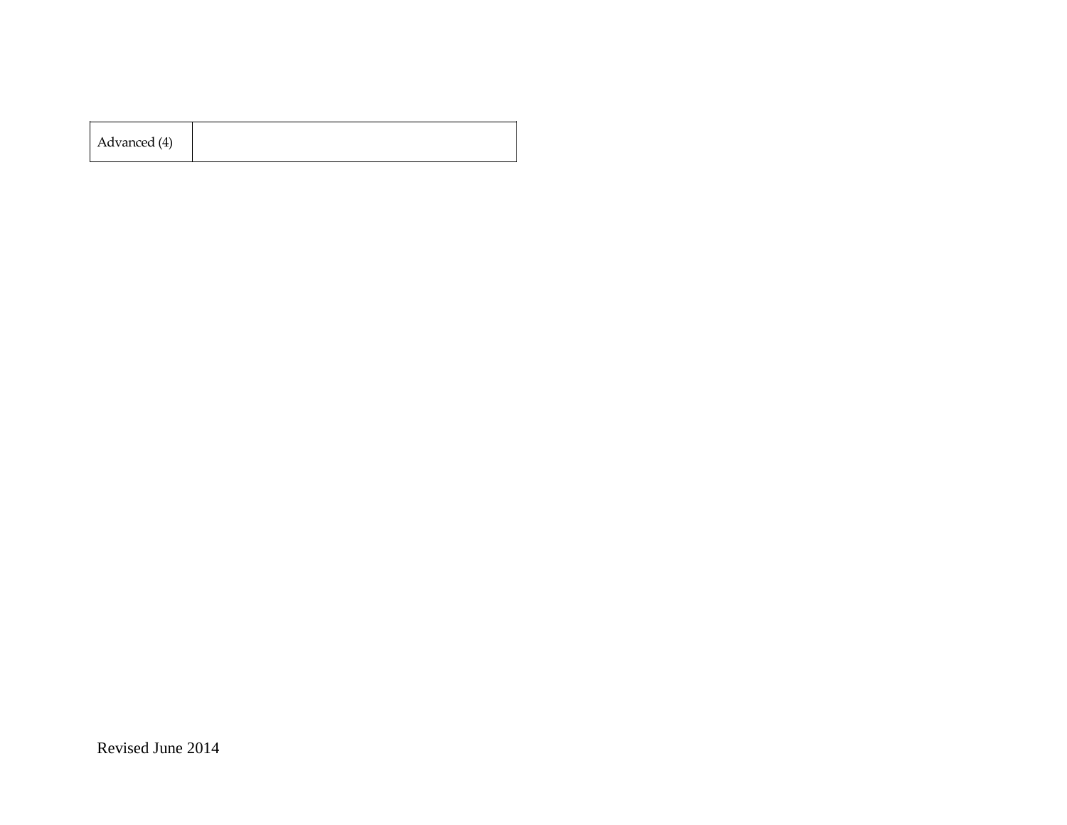| | |
|---|---|
| Advanced (4) | |